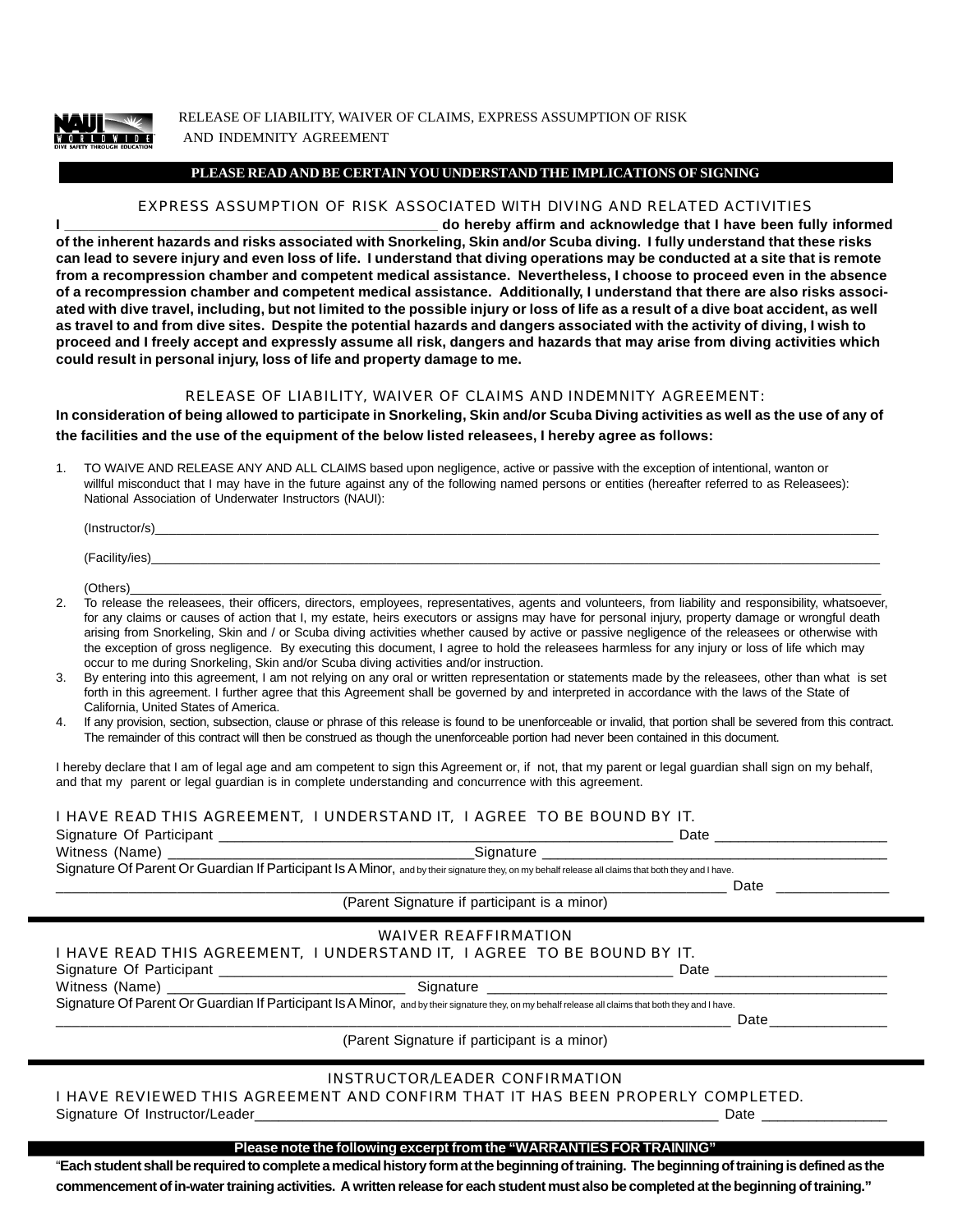NAUI WORLDWIDE DIVE SAFETY THROUGH EDUCATION

# RELEASE OF LIABILITY, WAIVER OF CLAIMS, EXPRESS ASSUMPTION OF RISK AND INDEMNITY AGREEMENT

**PLEASE READ AND BE CERTAIN YOU UNDERSTAND THE IMPLICATIONS OF SIGNING**

## EXPRESS ASSUMPTION OF RISK ASSOCIATED WITH DIVING AND RELATED ACTIVITIES

**I ______________________________________________ do hereby affirm and acknowledge that I have been fully informed of the inherent hazards and risks associated with Snorkeling, Skin and/or Scuba diving. I fully understand that these risks can lead to severe injury and even loss of life. I understand that diving operations may be conducted at a site that is remote from a recompression chamber and competent medical assistance. Nevertheless, I choose to proceed even in the absence of a recompression chamber and competent medical assistance. Additionally, I understand that there are also risks associated with dive travel, including, but not limited to the possible injury or loss of life as a result of a dive boat accident, as well as travel to and from dive sites. Despite the potential hazards and dangers associated with the activity of diving, I wish to proceed and I freely accept and expressly assume all risk, dangers and hazards that may arise from diving activities which could result in personal injury, loss of life and property damage to me.**

## RELEASE OF LIABILITY, WAIVER OF CLAIMS AND INDEMNITY AGREEMENT:

**In consideration of being allowed to participate in Snorkeling, Skin and/or Scuba Diving activities as well as the use of any of the facilities and the use of the equipment of the below listed releasees, I hereby agree as follows:**

1. TO WAIVE AND RELEASE ANY AND ALL CLAIMS based upon negligence, active or passive with the exception of intentional, wanton or willful misconduct that I may have in the future against any of the following named persons or entities (hereafter referred to as Releasees): National Association of Underwater Instructors (NAUI):

   (Instructor/s)______________________________________________

   (Facility/ies)______________________________________________

   (Others)______________________________________________
2. To release the releasees, their officers, directors, employees, representatives, agents and volunteers, from liability and responsibility, whatsoever, for any claims or causes of action that I, my estate, heirs executors or assigns may have for personal injury, property damage or wrongful death arising from Snorkeling, Skin and / or Scuba diving activities whether caused by active or passive negligence of the releasees or otherwise with the exception of gross negligence. By executing this document, I agree to hold the releasees harmless for any injury or loss of life which may occur to me during Snorkeling, Skin and/or Scuba diving activities and/or instruction.
3. By entering into this agreement, I am not relying on any oral or written representation or statements made by the releasees, other than what is set forth in this agreement. I further agree that this Agreement shall be governed by and interpreted in accordance with the laws of the State of California, United States of America.
4. If any provision, section, subsection, clause or phrase of this release is found to be unenforceable or invalid, that portion shall be severed from this contract. The remainder of this contract will then be construed as though the unenforceable portion had never been contained in this document.

I hereby declare that I am of legal age and am competent to sign this Agreement or, if not, that my parent or legal guardian shall sign on my behalf, and that my parent or legal guardian is in complete understanding and concurrence with this agreement.

I HAVE READ THIS AGREEMENT, I UNDERSTAND IT, I AGREE TO BE BOUND BY IT.

Signature Of Participant ______________________________________ Date ________________

Witness (Name) ______________________________ Signature ______________________________

Signature Of Parent Or Guardian If Participant Is A Minor, and by their signature they, on my behalf release all claims that both they and I have.

______________________________________________________ Date ______________

(Parent Signature if participant is a minor)

---

## WAIVER REAFFIRMATION

I HAVE READ THIS AGREEMENT, I UNDERSTAND IT, I AGREE TO BE BOUND BY IT.

Signature Of Participant ______________________________________ Date ________________

Witness (Name) ____________________________ Signature ______________________________

Signature Of Parent Or Guardian If Participant Is A Minor, and by their signature they, on my behalf release all claims that both they and I have.

______________________________________________________ Date ______________

(Parent Signature if participant is a minor)

---

## INSTRUCTOR/LEADER CONFIRMATION

I HAVE REVIEWED THIS AGREEMENT AND CONFIRM THAT IT HAS BEEN PROPERLY COMPLETED.

Signature Of Instructor/Leader______________________________________________ Date ______________

**Please note the following excerpt from the "WARRANTIES FOR TRAINING"**

"**Each student shall be required to complete a medical history form at the beginning of training. The beginning of training is defined as the commencement of in-water training activities. A written release for each student must also be completed at the beginning of training."**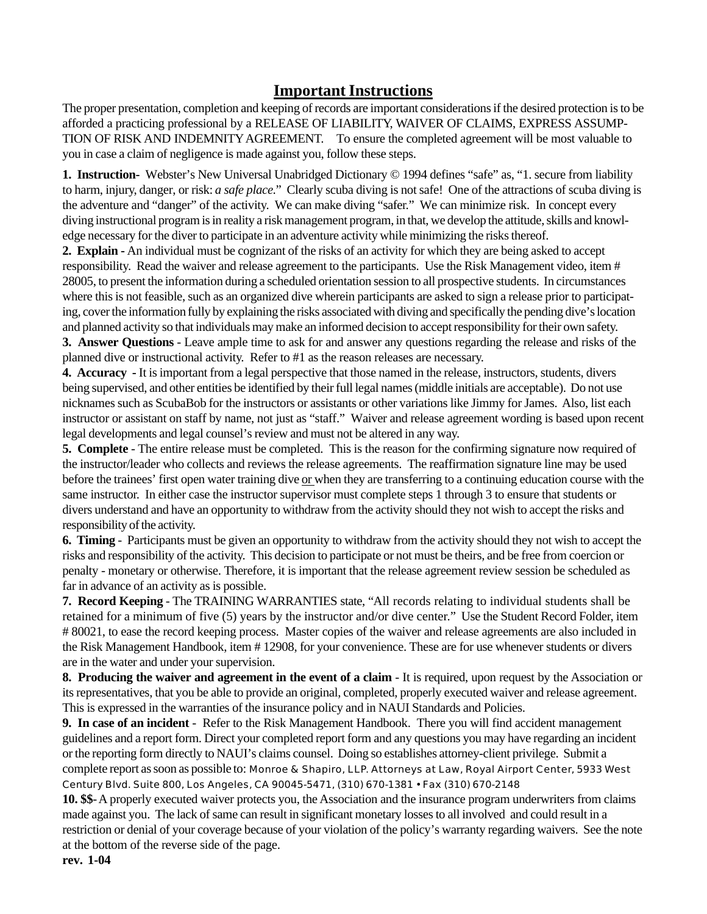# Important Instructions

The proper presentation, completion and keeping of records are important considerations if the desired protection is to be afforded a practicing professional by a RELEASE OF LIABILITY, WAIVER OF CLAIMS, EXPRESS ASSUMPTION OF RISK AND INDEMNITY AGREEMENT. To ensure the completed agreement will be most valuable to you in case a claim of negligence is made against you, follow these steps.

**1. Instruction-** Webster's New Universal Unabridged Dictionary © 1994 defines "safe" as, "1. secure from liability to harm, injury, danger, or risk: *a safe place*." Clearly scuba diving is not safe! One of the attractions of scuba diving is the adventure and "danger" of the activity. We can make diving "safer." We can minimize risk. In concept every diving instructional program is in reality a risk management program, in that, we develop the attitude, skills and knowledge necessary for the diver to participate in an adventure activity while minimizing the risks thereof.

**2. Explain -** An individual must be cognizant of the risks of an activity for which they are being asked to accept responsibility. Read the waiver and release agreement to the participants. Use the Risk Management video, item # 28005, to present the information during a scheduled orientation session to all prospective students. In circumstances where this is not feasible, such as an organized dive wherein participants are asked to sign a release prior to participating, cover the information fully by explaining the risks associated with diving and specifically the pending dive's location and planned activity so that individuals may make an informed decision to accept responsibility for their own safety.

**3. Answer Questions** - Leave ample time to ask for and answer any questions regarding the release and risks of the planned dive or instructional activity. Refer to #1 as the reason releases are necessary.

**4. Accuracy -** It is important from a legal perspective that those named in the release, instructors, students, divers being supervised, and other entities be identified by their full legal names (middle initials are acceptable). Do not use nicknames such as ScubaBob for the instructors or assistants or other variations like Jimmy for James. Also, list each instructor or assistant on staff by name, not just as "staff." Waiver and release agreement wording is based upon recent legal developments and legal counsel's review and must not be altered in any way.

**5. Complete** - The entire release must be completed. This is the reason for the confirming signature now required of the instructor/leader who collects and reviews the release agreements. The reaffirmation signature line may be used before the trainees' first open water training dive or when they are transferring to a continuing education course with the same instructor. In either case the instructor supervisor must complete steps 1 through 3 to ensure that students or divers understand and have an opportunity to withdraw from the activity should they not wish to accept the risks and responsibility of the activity.

**6. Timing** - Participants must be given an opportunity to withdraw from the activity should they not wish to accept the risks and responsibility of the activity. This decision to participate or not must be theirs, and be free from coercion or penalty - monetary or otherwise. Therefore, it is important that the release agreement review session be scheduled as far in advance of an activity as is possible.

**7. Record Keeping** - The TRAINING WARRANTIES state, "All records relating to individual students shall be retained for a minimum of five (5) years by the instructor and/or dive center." Use the Student Record Folder, item # 80021, to ease the record keeping process. Master copies of the waiver and release agreements are also included in the Risk Management Handbook, item # 12908, for your convenience. These are for use whenever students or divers are in the water and under your supervision.

**8. Producing the waiver and agreement in the event of a claim** - It is required, upon request by the Association or its representatives, that you be able to provide an original, completed, properly executed waiver and release agreement. This is expressed in the warranties of the insurance policy and in NAUI Standards and Policies.

**9. In case of an incident** - Refer to the Risk Management Handbook. There you will find accident management guidelines and a report form. Direct your completed report form and any questions you may have regarding an incident or the reporting form directly to NAUI's claims counsel. Doing so establishes attorney-client privilege. Submit a complete report as soon as possible to: Monroe & Shapiro, LLP. Attorneys at Law, Royal Airport Center, 5933 West Century Blvd. Suite 800, Los Angeles, CA 90045-5471, (310) 670-1381 • Fax (310) 670-2148

**10. $$**- A properly executed waiver protects you, the Association and the insurance program underwriters from claims made against you. The lack of same can result in significant monetary losses to all involved and could result in a restriction or denial of your coverage because of your violation of the policy's warranty regarding waivers. See the note at the bottom of the reverse side of the page.

**rev. 1-04**